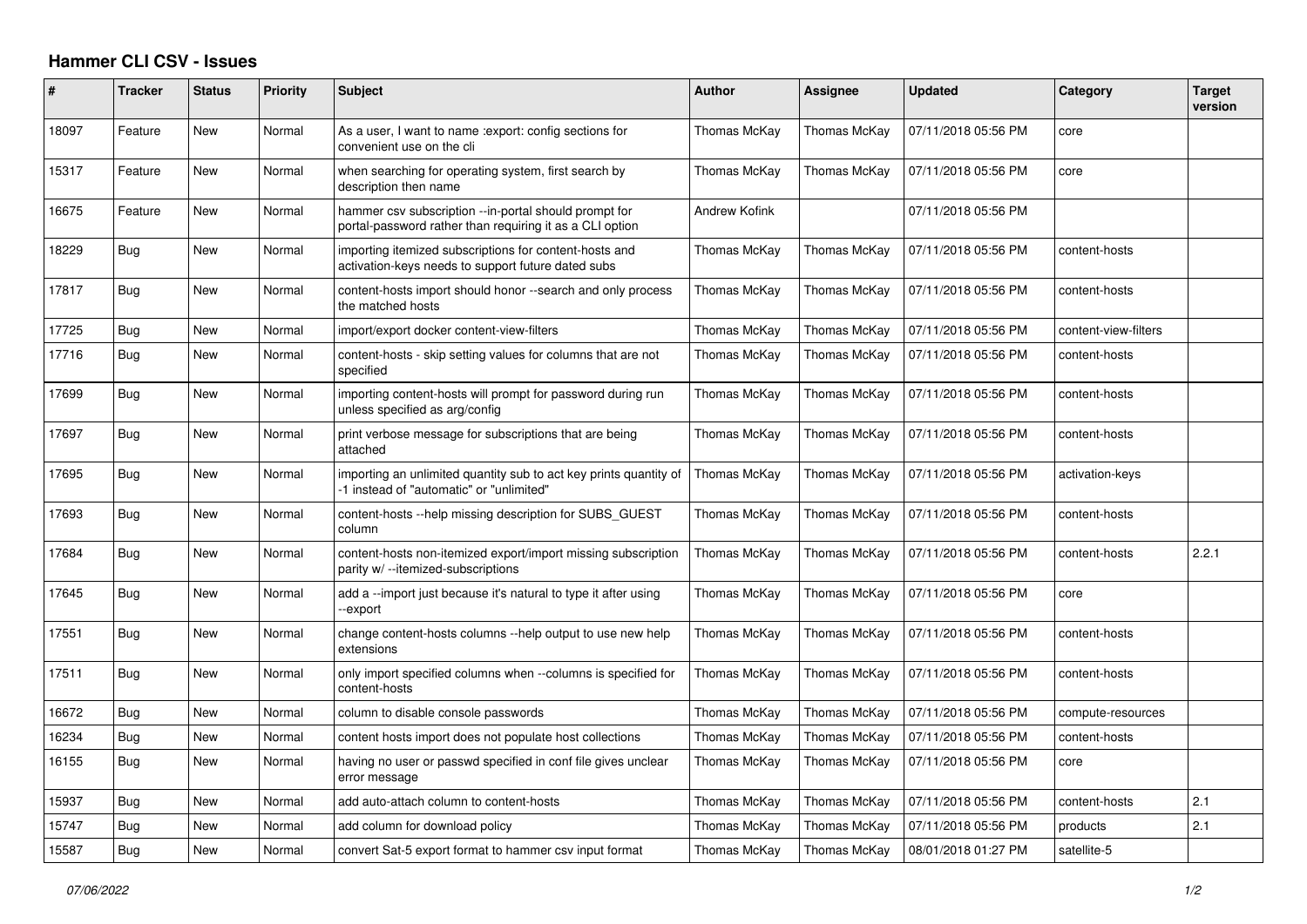# Hammer CLI CSV - Issues

| # | Tracker | Status | Priority | Subject | Author | Assignee | Updated | Category | Target version |
|---|---|---|---|---|---|---|---|---|---|
| 18097 | Feature | New | Normal | As a user, I want to name :export: config sections for convenient use on the cli | Thomas McKay | Thomas McKay | 07/11/2018 05:56 PM | core | |
| 15317 | Feature | New | Normal | when searching for operating system, first search by description then name | Thomas McKay | Thomas McKay | 07/11/2018 05:56 PM | core | |
| 16675 | Feature | New | Normal | hammer csv subscription --in-portal should prompt for portal-password rather than requiring it as a CLI option | Andrew Kofink | | 07/11/2018 05:56 PM | | |
| 18229 | Bug | New | Normal | importing itemized subscriptions for content-hosts and activation-keys needs to support future dated subs | Thomas McKay | Thomas McKay | 07/11/2018 05:56 PM | content-hosts | |
| 17817 | Bug | New | Normal | content-hosts import should honor --search and only process the matched hosts | Thomas McKay | Thomas McKay | 07/11/2018 05:56 PM | content-hosts | |
| 17725 | Bug | New | Normal | import/export docker content-view-filters | Thomas McKay | Thomas McKay | 07/11/2018 05:56 PM | content-view-filters | |
| 17716 | Bug | New | Normal | content-hosts - skip setting values for columns that are not specified | Thomas McKay | Thomas McKay | 07/11/2018 05:56 PM | content-hosts | |
| 17699 | Bug | New | Normal | importing content-hosts will prompt for password during run unless specified as arg/config | Thomas McKay | Thomas McKay | 07/11/2018 05:56 PM | content-hosts | |
| 17697 | Bug | New | Normal | print verbose message for subscriptions that are being attached | Thomas McKay | Thomas McKay | 07/11/2018 05:56 PM | content-hosts | |
| 17695 | Bug | New | Normal | importing an unlimited quantity sub to act key prints quantity of -1 instead of "automatic" or "unlimited" | Thomas McKay | Thomas McKay | 07/11/2018 05:56 PM | activation-keys | |
| 17693 | Bug | New | Normal | content-hosts --help missing description for SUBS_GUEST column | Thomas McKay | Thomas McKay | 07/11/2018 05:56 PM | content-hosts | |
| 17684 | Bug | New | Normal | content-hosts non-itemized export/import missing subscription parity w/ --itemized-subscriptions | Thomas McKay | Thomas McKay | 07/11/2018 05:56 PM | content-hosts | 2.2.1 |
| 17645 | Bug | New | Normal | add a --import just because it's natural to type it after using --export | Thomas McKay | Thomas McKay | 07/11/2018 05:56 PM | core | |
| 17551 | Bug | New | Normal | change content-hosts columns --help output to use new help extensions | Thomas McKay | Thomas McKay | 07/11/2018 05:56 PM | content-hosts | |
| 17511 | Bug | New | Normal | only import specified columns when --columns is specified for content-hosts | Thomas McKay | Thomas McKay | 07/11/2018 05:56 PM | content-hosts | |
| 16672 | Bug | New | Normal | column to disable console passwords | Thomas McKay | Thomas McKay | 07/11/2018 05:56 PM | compute-resources | |
| 16234 | Bug | New | Normal | content hosts import does not populate host collections | Thomas McKay | Thomas McKay | 07/11/2018 05:56 PM | content-hosts | |
| 16155 | Bug | New | Normal | having no user or passwd specified in conf file gives unclear error message | Thomas McKay | Thomas McKay | 07/11/2018 05:56 PM | core | |
| 15937 | Bug | New | Normal | add auto-attach column to content-hosts | Thomas McKay | Thomas McKay | 07/11/2018 05:56 PM | content-hosts | 2.1 |
| 15747 | Bug | New | Normal | add column for download policy | Thomas McKay | Thomas McKay | 07/11/2018 05:56 PM | products | 2.1 |
| 15587 | Bug | New | Normal | convert Sat-5 export format to hammer csv input format | Thomas McKay | Thomas McKay | 08/01/2018 01:27 PM | satellite-5 | |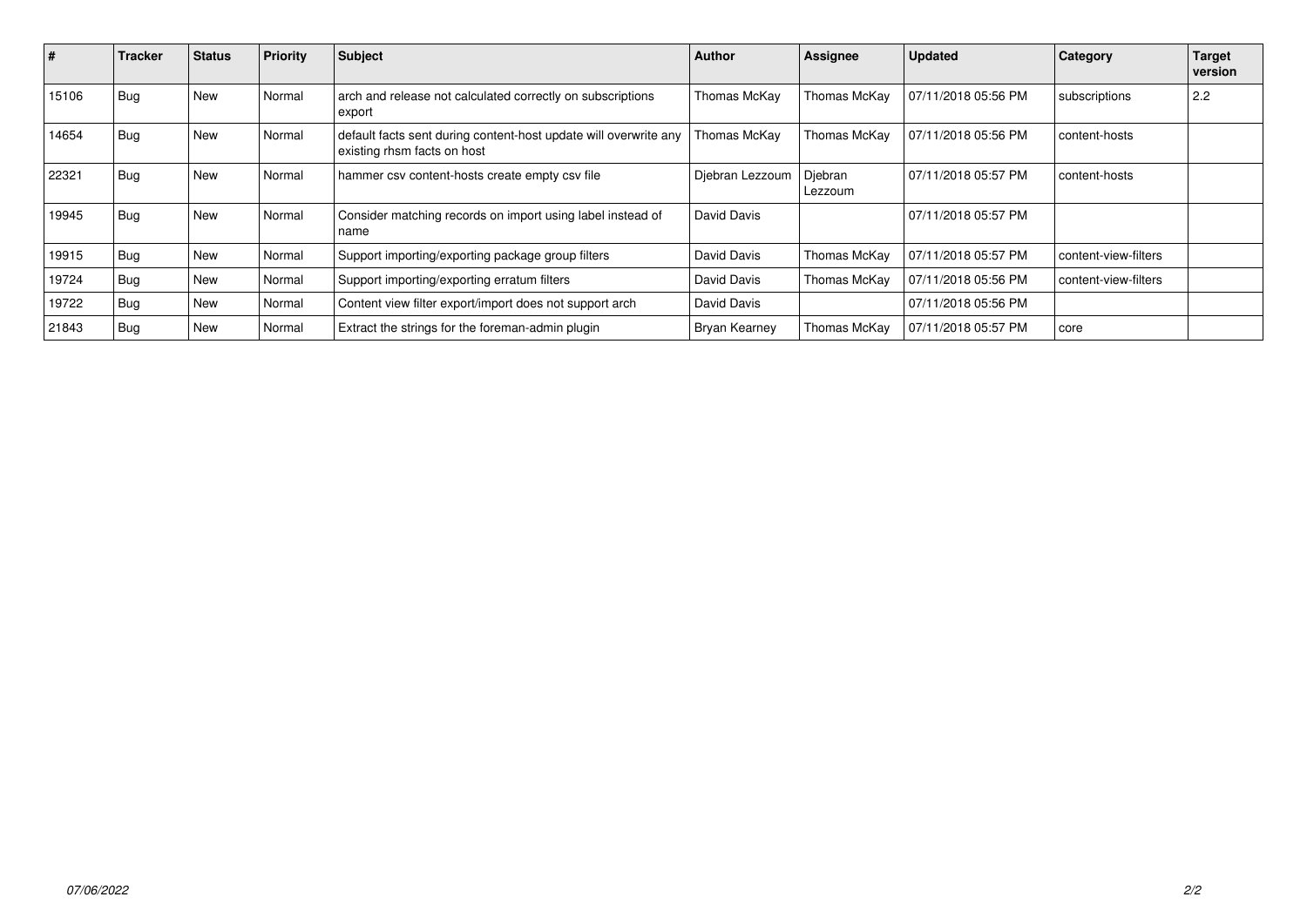| # | Tracker | Status | Priority | Subject | Author | Assignee | Updated | Category | Target version |
|---|---|---|---|---|---|---|---|---|---|
| 15106 | Bug | New | Normal | arch and release not calculated correctly on subscriptions export | Thomas McKay | Thomas McKay | 07/11/2018 05:56 PM | subscriptions | 2.2 |
| 14654 | Bug | New | Normal | default facts sent during content-host update will overwrite any existing rhsm facts on host | Thomas McKay | Thomas McKay | 07/11/2018 05:56 PM | content-hosts | |
| 22321 | Bug | New | Normal | hammer csv content-hosts create empty csv file | Djebran Lezzoum | Djebran Lezzoum | 07/11/2018 05:57 PM | content-hosts | |
| 19945 | Bug | New | Normal | Consider matching records on import using label instead of name | David Davis | | 07/11/2018 05:57 PM | | |
| 19915 | Bug | New | Normal | Support importing/exporting package group filters | David Davis | Thomas McKay | 07/11/2018 05:57 PM | content-view-filters | |
| 19724 | Bug | New | Normal | Support importing/exporting erratum filters | David Davis | Thomas McKay | 07/11/2018 05:56 PM | content-view-filters | |
| 19722 | Bug | New | Normal | Content view filter export/import does not support arch | David Davis | | 07/11/2018 05:56 PM | | |
| 21843 | Bug | New | Normal | Extract the strings for the foreman-admin plugin | Bryan Kearney | Thomas McKay | 07/11/2018 05:57 PM | core | |